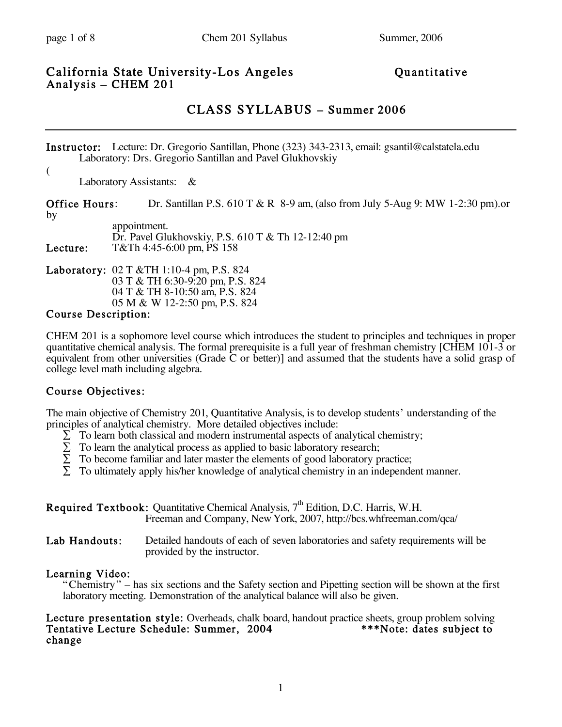# California State University-Los Angeles Quantitative Analysis – CHEM 201

## CLASS SYLLABUS – Summer 2006

---

**Instructor:** Lecture: Dr. Gregorio Santillan, Phone (323) 343-2313, email: gsantil@calstatela.edu
Laboratory: Drs. Gregorio Santillan and Pavel Glukhovskiy
(
Laboratory Assistants: &

**Office Hours**: Dr. Santillan P.S. 610 T & R 8-9 am, (also from July 5-Aug 9: MW 1-2:30 pm).or by appointment.
Dr. Pavel Glukhovskiy, P.S. 610 T & Th 12-12:40 pm

**Lecture:** T&Th 4:45-6:00 pm, PS 158

**Laboratory:** 02 T &TH 1:10-4 pm, P.S. 824
03 T & TH 6:30-9:20 pm, P.S. 824
04 T & TH 8-10:50 am, P.S. 824
05 M & W 12-2:50 pm, P.S. 824

### Course Description:

CHEM 201 is a sophomore level course which introduces the student to principles and techniques in proper quantitative chemical analysis. The formal prerequisite is a full year of freshman chemistry [CHEM 101-3 or equivalent from other universities (Grade C or better)] and assumed that the students have a solid grasp of college level math including algebra.

### Course Objectives:

The main objective of Chemistry 201, Quantitative Analysis, is to develop students' understanding of the principles of analytical chemistry. More detailed objectives include:

- To learn both classical and modern instrumental aspects of analytical chemistry;
- To learn the analytical process as applied to basic laboratory research;
- To become familiar and later master the elements of good laboratory practice;
- To ultimately apply his/her knowledge of analytical chemistry in an independent manner.

**Required Textbook:** Quantitative Chemical Analysis, 7th Edition, D.C. Harris, W.H. Freeman and Company, New York, 2007, http://bcs.whfreeman.com/qca/

**Lab Handouts:** Detailed handouts of each of seven laboratories and safety requirements will be provided by the instructor.

**Learning Video:**
"Chemistry" – has six sections and the Safety section and Pipetting section will be shown at the first laboratory meeting. Demonstration of the analytical balance will also be given.

**Lecture presentation style:** Overheads, chalk board, handout practice sheets, group problem solving

**Tentative Lecture Schedule: Summer, 2004** ***Note: dates subject to change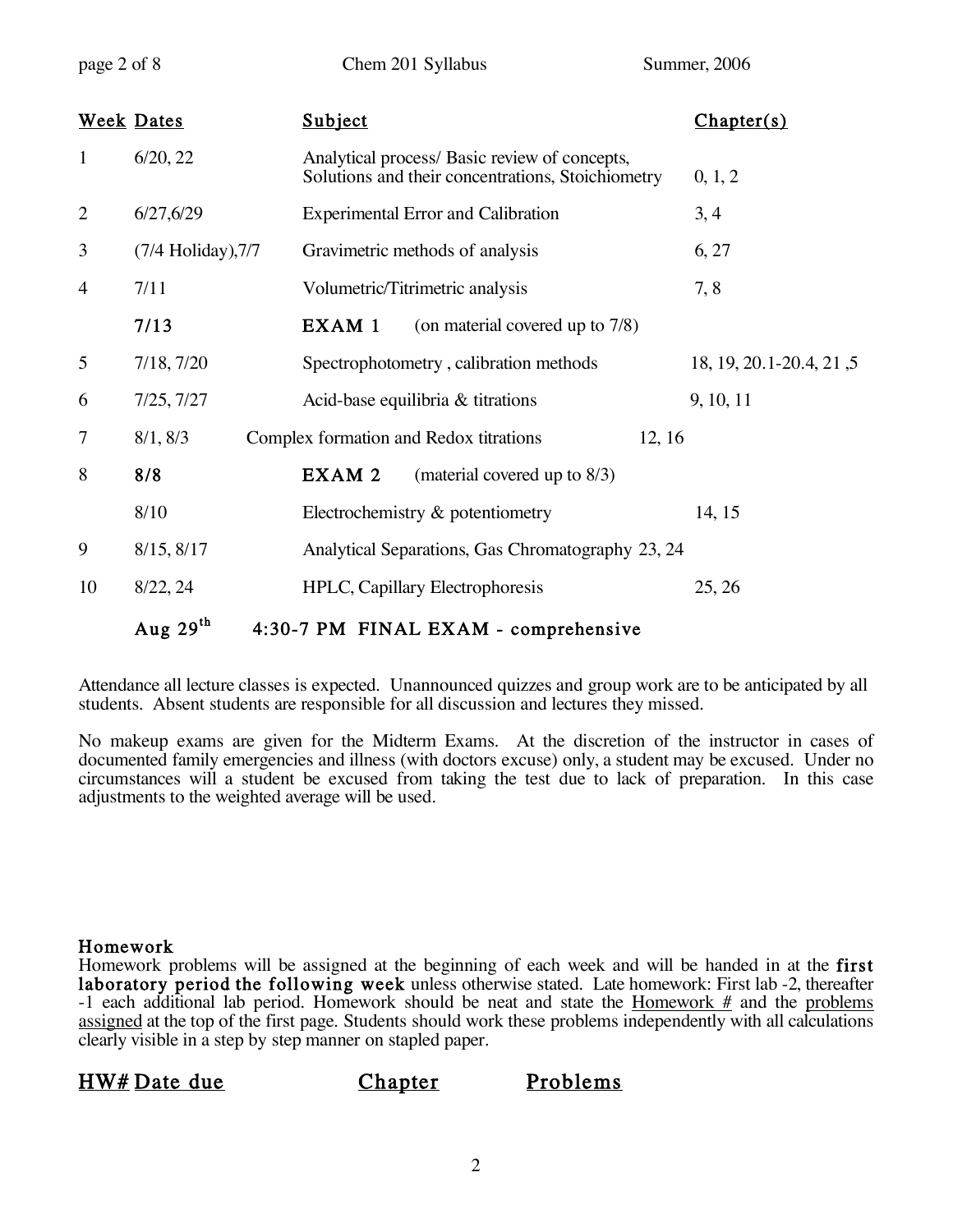| Week | Dates | Subject | Chapter(s) |
|---|---|---|---|
| 1 | 6/20, 22 | Analytical process/ Basic review of concepts, Solutions and their concentrations, Stoichiometry | 0, 1, 2 |
| 2 | 6/27,6/29 | Experimental Error and Calibration | 3, 4 |
| 3 | (7/4 Holiday),7/7 | Gravimetric methods of analysis | 6, 27 |
| 4 | 7/11 | Volumetric/Titrimetric analysis | 7, 8 |
| | **7/13** | **EXAM 1** (on material covered up to 7/8) | |
| 5 | 7/18, 7/20 | Spectrophotometry , calibration methods | 18, 19, 20.1-20.4, 21 ,5 |
| 6 | 7/25, 7/27 | Acid-base equilibria & titrations | 9, 10, 11 |
| 7 | 8/1, 8/3 | Complex formation and Redox titrations | 12, 16 |
| 8 | **8/8** | **EXAM 2** (material covered up to 8/3) | |
| | 8/10 | Electrochemistry & potentiometry | 14, 15 |
| 9 | 8/15, 8/17 | Analytical Separations, Gas Chromatography | 23, 24 |
| 10 | 8/22, 24 | HPLC, Capillary Electrophoresis | 25, 26 |
| | **Aug 29th** | **4:30-7 PM FINAL EXAM - comprehensive** | |

Attendance all lecture classes is expected. Unannounced quizzes and group work are to be anticipated by all students. Absent students are responsible for all discussion and lectures they missed.

No makeup exams are given for the Midterm Exams. At the discretion of the instructor in cases of documented family emergencies and illness (with doctors excuse) only, a student may be excused. Under no circumstances will a student be excused from taking the test due to lack of preparation. In this case adjustments to the weighted average will be used.

## Homework

Homework problems will be assigned at the beginning of each week and will be handed in at the **first laboratory period the following week** unless otherwise stated. Late homework: First lab -2, thereafter -1 each additional lab period. Homework should be neat and state the Homework # and the problems assigned at the top of the first page. Students should work these problems independently with all calculations clearly visible in a step by step manner on stapled paper.

| HW# | Date due | Chapter | Problems |
|---|---|---|---|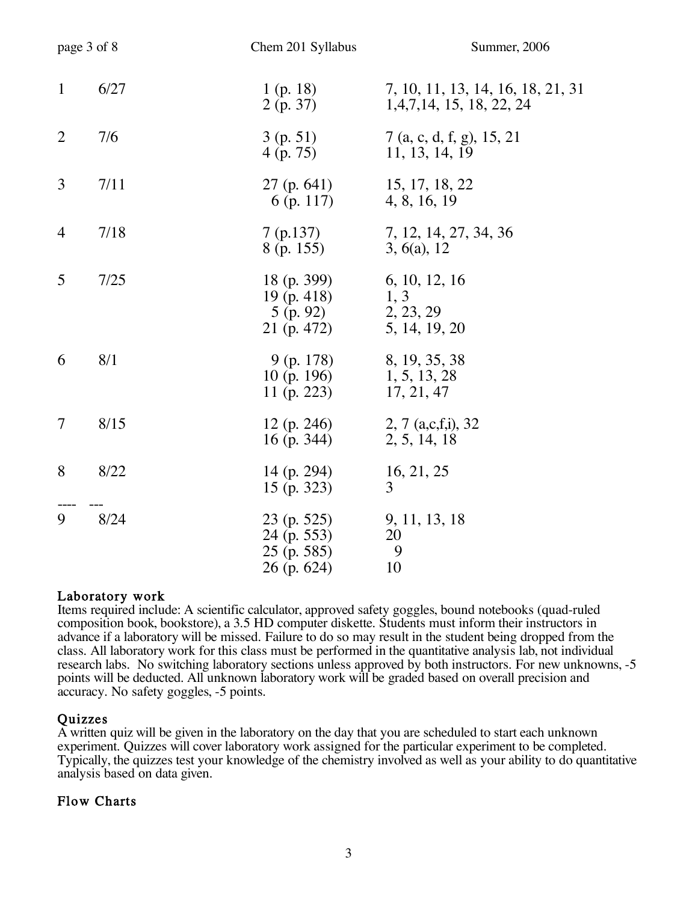| | | | |
|---|---|---|---|
| 1 | 6/27 | 1 (p. 18) | 7, 10, 11, 13, 14, 16, 18, 21, 31 |
| | | 2 (p. 37) | 1,4,7,14, 15, 18, 22, 24 |
| 2 | 7/6 | 3 (p. 51) | 7 (a, c, d, f, g), 15, 21 |
| | | 4 (p. 75) | 11, 13, 14, 19 |
| 3 | 7/11 | 27 (p. 641) | 15, 17, 18, 22 |
| | | 6 (p. 117) | 4, 8, 16, 19 |
| 4 | 7/18 | 7 (p.137) | 7, 12, 14, 27, 34, 36 |
| | | 8 (p. 155) | 3, 6(a), 12 |
| 5 | 7/25 | 18 (p. 399) | 6, 10, 12, 16 |
| | | 19 (p. 418) | 1, 3 |
| | | 5 (p. 92) | 2, 23, 29 |
| | | 21 (p. 472) | 5, 14, 19, 20 |
| 6 | 8/1 | 9 (p. 178) | 8, 19, 35, 38 |
| | | 10 (p. 196) | 1, 5, 13, 28 |
| | | 11 (p. 223) | 17, 21, 47 |
| 7 | 8/15 | 12 (p. 246) | 2, 7 (a,c,f,i), 32 |
| | | 16 (p. 344) | 2, 5, 14, 18 |
| 8 | 8/22 | 14 (p. 294) | 16, 21, 25 |
| | | 15 (p. 323) | 3 |
| ---- | --- | | |
| 9 | 8/24 | 23 (p. 525) | 9, 11, 13, 18 |
| | | 24 (p. 553) | 20 |
| | | 25 (p. 585) | 9 |
| | | 26 (p. 624) | 10 |

### Laboratory work

Items required include: A scientific calculator, approved safety goggles, bound notebooks (quad-ruled composition book, bookstore), a 3.5 HD computer diskette. Students must inform their instructors in advance if a laboratory will be missed. Failure to do so may result in the student being dropped from the class. All laboratory work for this class must be performed in the quantitative analysis lab, not individual research labs. No switching laboratory sections unless approved by both instructors. For new unknowns, -5 points will be deducted. All unknown laboratory work will be graded based on overall precision and accuracy. No safety goggles, -5 points.

### Quizzes

A written quiz will be given in the laboratory on the day that you are scheduled to start each unknown experiment. Quizzes will cover laboratory work assigned for the particular experiment to be completed. Typically, the quizzes test your knowledge of the chemistry involved as well as your ability to do quantitative analysis based on data given.

### Flow Charts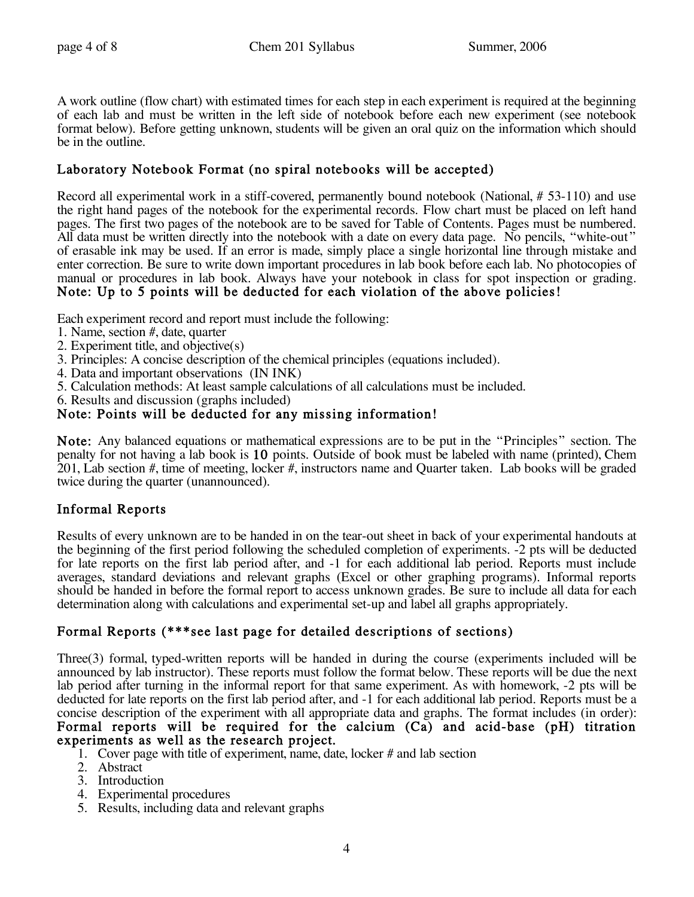A work outline (flow chart) with estimated times for each step in each experiment is required at the beginning of each lab and must be written in the left side of notebook before each new experiment (see notebook format below). Before getting unknown, students will be given an oral quiz on the information which should be in the outline.

## Laboratory Notebook Format (no spiral notebooks will be accepted)

Record all experimental work in a stiff-covered, permanently bound notebook (National, # 53-110) and use the right hand pages of the notebook for the experimental records. Flow chart must be placed on left hand pages. The first two pages of the notebook are to be saved for Table of Contents. Pages must be numbered. All data must be written directly into the notebook with a date on every data page. No pencils, "white-out" of erasable ink may be used. If an error is made, simply place a single horizontal line through mistake and enter correction. Be sure to write down important procedures in lab book before each lab. No photocopies of manual or procedures in lab book. Always have your notebook in class for spot inspection or grading.
**Note: Up to 5 points will be deducted for each violation of the above policies!**

Each experiment record and report must include the following:

1. Name, section #, date, quarter
2. Experiment title, and objective(s)
3. Principles: A concise description of the chemical principles (equations included).
4. Data and important observations (IN INK)
5. Calculation methods: At least sample calculations of all calculations must be included.
6. Results and discussion (graphs included)

**Note: Points will be deducted for any missing information!**

**Note:** Any balanced equations or mathematical expressions are to be put in the "Principles" section. The penalty for not having a lab book is **10** points. Outside of book must be labeled with name (printed), Chem 201, Lab section #, time of meeting, locker #, instructors name and Quarter taken. Lab books will be graded twice during the quarter (unannounced).

## Informal Reports

Results of every unknown are to be handed in on the tear-out sheet in back of your experimental handouts at the beginning of the first period following the scheduled completion of experiments. -2 pts will be deducted for late reports on the first lab period after, and -1 for each additional lab period. Reports must include averages, standard deviations and relevant graphs (Excel or other graphing programs). Informal reports should be handed in before the formal report to access unknown grades. Be sure to include all data for each determination along with calculations and experimental set-up and label all graphs appropriately.

## Formal Reports (***see last page for detailed descriptions of sections)

Three(3) formal, typed-written reports will be handed in during the course (experiments included will be announced by lab instructor). These reports must follow the format below. These reports will be due the next lab period after turning in the informal report for that same experiment. As with homework, -2 pts will be deducted for late reports on the first lab period after, and -1 for each additional lab period. Reports must be a concise description of the experiment with all appropriate data and graphs. The format includes (in order):
**Formal reports will be required for the calcium (Ca) and acid-base (pH) titration experiments as well as the research project.**

1. Cover page with title of experiment, name, date, locker # and lab section
2. Abstract
3. Introduction
4. Experimental procedures
5. Results, including data and relevant graphs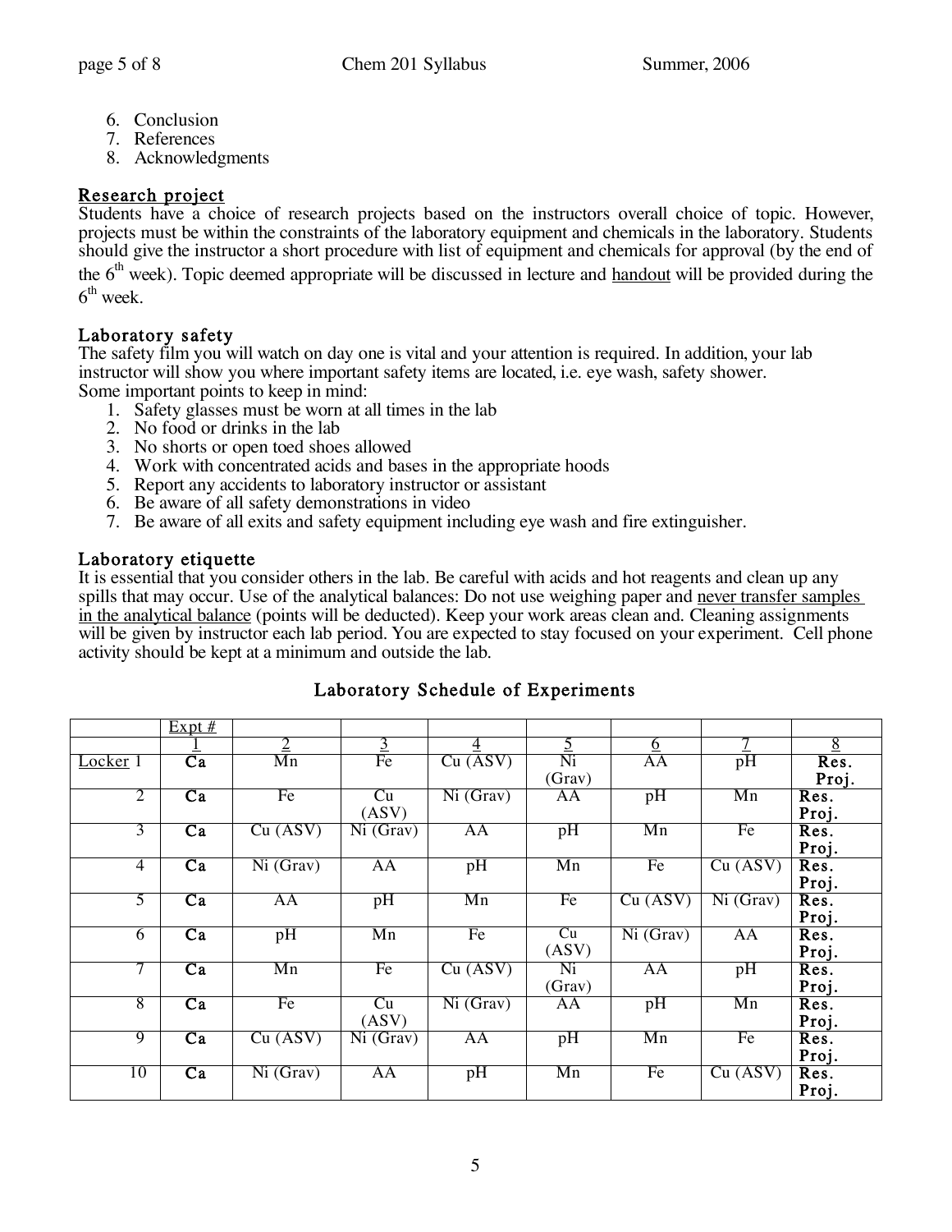6. Conclusion
7. References
8. Acknowledgments

## Research project

Students have a choice of research projects based on the instructors overall choice of topic. However, projects must be within the constraints of the laboratory equipment and chemicals in the laboratory. Students should give the instructor a short procedure with list of equipment and chemicals for approval (by the end of the 6th week). Topic deemed appropriate will be discussed in lecture and handout will be provided during the 6th week.

## Laboratory safety

The safety film you will watch on day one is vital and your attention is required. In addition, your lab instructor will show you where important safety items are located, i.e. eye wash, safety shower.
Some important points to keep in mind:

1. Safety glasses must be worn at all times in the lab
2. No food or drinks in the lab
3. No shorts or open toed shoes allowed
4. Work with concentrated acids and bases in the appropriate hoods
5. Report any accidents to laboratory instructor or assistant
6. Be aware of all safety demonstrations in video
7. Be aware of all exits and safety equipment including eye wash and fire extinguisher.

## Laboratory etiquette

It is essential that you consider others in the lab. Be careful with acids and hot reagents and clean up any spills that may occur. Use of the analytical balances: Do not use weighing paper and never transfer samples in the analytical balance (points will be deducted). Keep your work areas clean and. Cleaning assignments will be given by instructor each lab period. You are expected to stay focused on your experiment. Cell phone activity should be kept at a minimum and outside the lab.

## Laboratory Schedule of Experiments

| | Expt # | | | | | | | |
|---|---|---|---|---|---|---|---|---|
| | 1 | 2 | 3 | 4 | 5 | 6 | 7 | 8 |
| Locker 1 | **Ca** | Mn | Fe | Cu (ASV) | Ni (Grav) | AA | pH | **Res. Proj.** |
| 2 | **Ca** | Fe | Cu (ASV) | Ni (Grav) | AA | pH | Mn | **Res. Proj.** |
| 3 | **Ca** | Cu (ASV) | Ni (Grav) | AA | pH | Mn | Fe | **Res. Proj.** |
| 4 | **Ca** | Ni (Grav) | AA | pH | Mn | Fe | Cu (ASV) | **Res. Proj.** |
| 5 | **Ca** | AA | pH | Mn | Fe | Cu (ASV) | Ni (Grav) | **Res. Proj.** |
| 6 | **Ca** | pH | Mn | Fe | Cu (ASV) | Ni (Grav) | AA | **Res. Proj.** |
| 7 | **Ca** | Mn | Fe | Cu (ASV) | Ni (Grav) | AA | pH | **Res. Proj.** |
| 8 | **Ca** | Fe | Cu (ASV) | Ni (Grav) | AA | pH | Mn | **Res. Proj.** |
| 9 | **Ca** | Cu (ASV) | Ni (Grav) | AA | pH | Mn | Fe | **Res. Proj.** |
| 10 | **Ca** | Ni (Grav) | AA | pH | Mn | Fe | Cu (ASV) | **Res. Proj.** |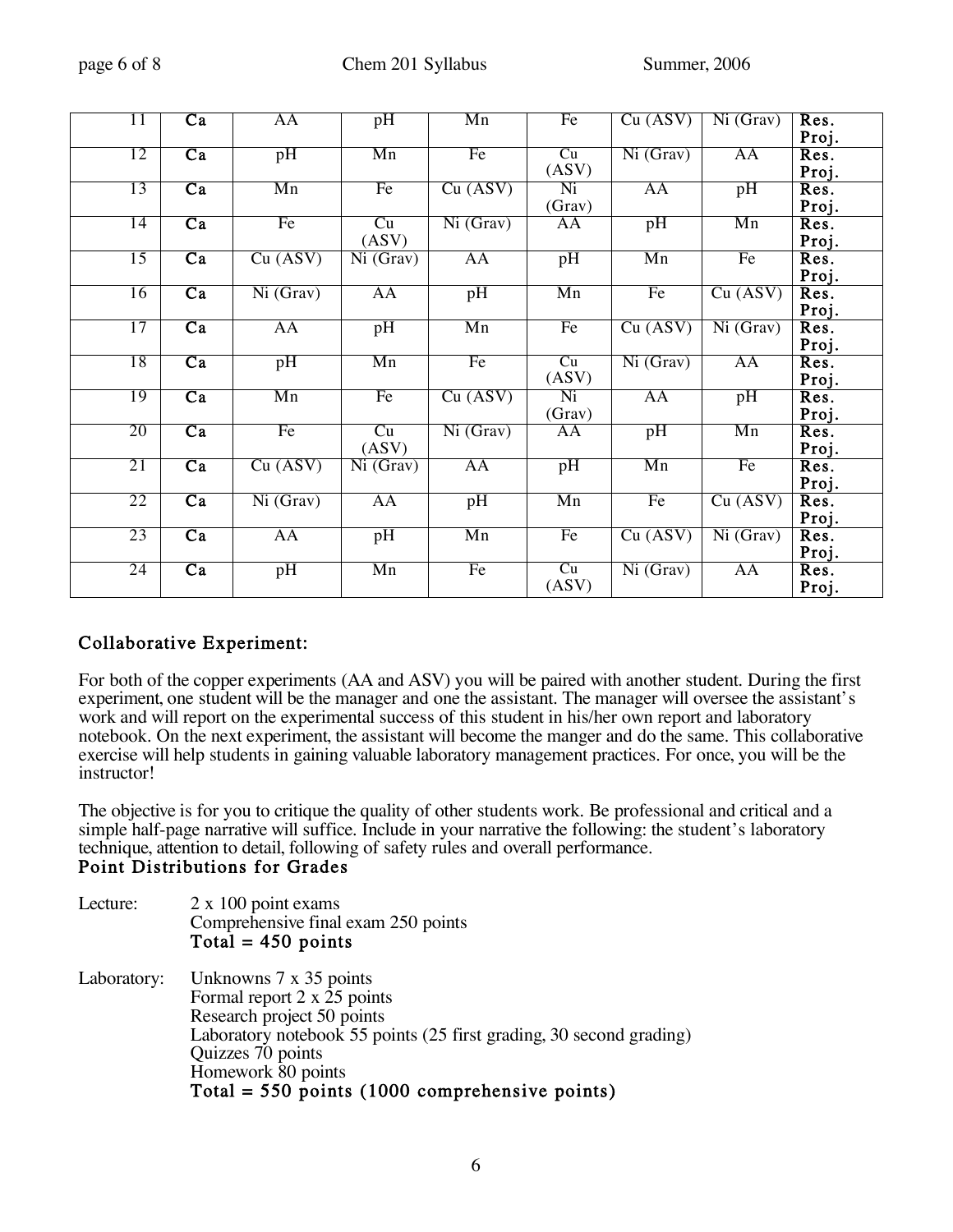| 11 | **Ca** | AA | pH | Mn | Fe | Cu (ASV) | Ni (Grav) | **Res. Proj.** |
|---|---|---|---|---|---|---|---|---|
| 12 | **Ca** | pH | Mn | Fe | Cu (ASV) | Ni (Grav) | AA | **Res. Proj.** |
| 13 | **Ca** | Mn | Fe | Cu (ASV) | Ni (Grav) | AA | pH | **Res. Proj.** |
| 14 | **Ca** | Fe | Cu (ASV) | Ni (Grav) | AA | pH | Mn | **Res. Proj.** |
| 15 | **Ca** | Cu (ASV) | Ni (Grav) | AA | pH | Mn | Fe | **Res. Proj.** |
| 16 | **Ca** | Ni (Grav) | AA | pH | Mn | Fe | Cu (ASV) | **Res. Proj.** |
| 17 | **Ca** | AA | pH | Mn | Fe | Cu (ASV) | Ni (Grav) | **Res. Proj.** |
| 18 | **Ca** | pH | Mn | Fe | Cu (ASV) | Ni (Grav) | AA | **Res. Proj.** |
| 19 | **Ca** | Mn | Fe | Cu (ASV) | Ni (Grav) | AA | pH | **Res. Proj.** |
| 20 | **Ca** | Fe | Cu (ASV) | Ni (Grav) | AA | pH | Mn | **Res. Proj.** |
| 21 | **Ca** | Cu (ASV) | Ni (Grav) | AA | pH | Mn | Fe | **Res. Proj.** |
| 22 | **Ca** | Ni (Grav) | AA | pH | Mn | Fe | Cu (ASV) | **Res. Proj.** |
| 23 | **Ca** | AA | pH | Mn | Fe | Cu (ASV) | Ni (Grav) | **Res. Proj.** |
| 24 | **Ca** | pH | Mn | Fe | Cu (ASV) | Ni (Grav) | AA | **Res. Proj.** |

## Collaborative Experiment:

For both of the copper experiments (AA and ASV) you will be paired with another student. During the first experiment, one student will be the manager and one the assistant. The manager will oversee the assistant's work and will report on the experimental success of this student in his/her own report and laboratory notebook. On the next experiment, the assistant will become the manger and do the same. This collaborative exercise will help students in gaining valuable laboratory management practices. For once, you will be the instructor!

The objective is for you to critique the quality of other students work. Be professional and critical and a simple half-page narrative will suffice. Include in your narrative the following: the student's laboratory technique, attention to detail, following of safety rules and overall performance.

## Point Distributions for Grades

Lecture:
- 2 x 100 point exams
- Comprehensive final exam 250 points
- **Total = 450 points**

Laboratory:
- Unknowns 7 x 35 points
- Formal report 2 x 25 points
- Research project 50 points
- Laboratory notebook 55 points (25 first grading, 30 second grading)
- Quizzes 70 points
- Homework 80 points
- **Total = 550 points (1000 comprehensive points)**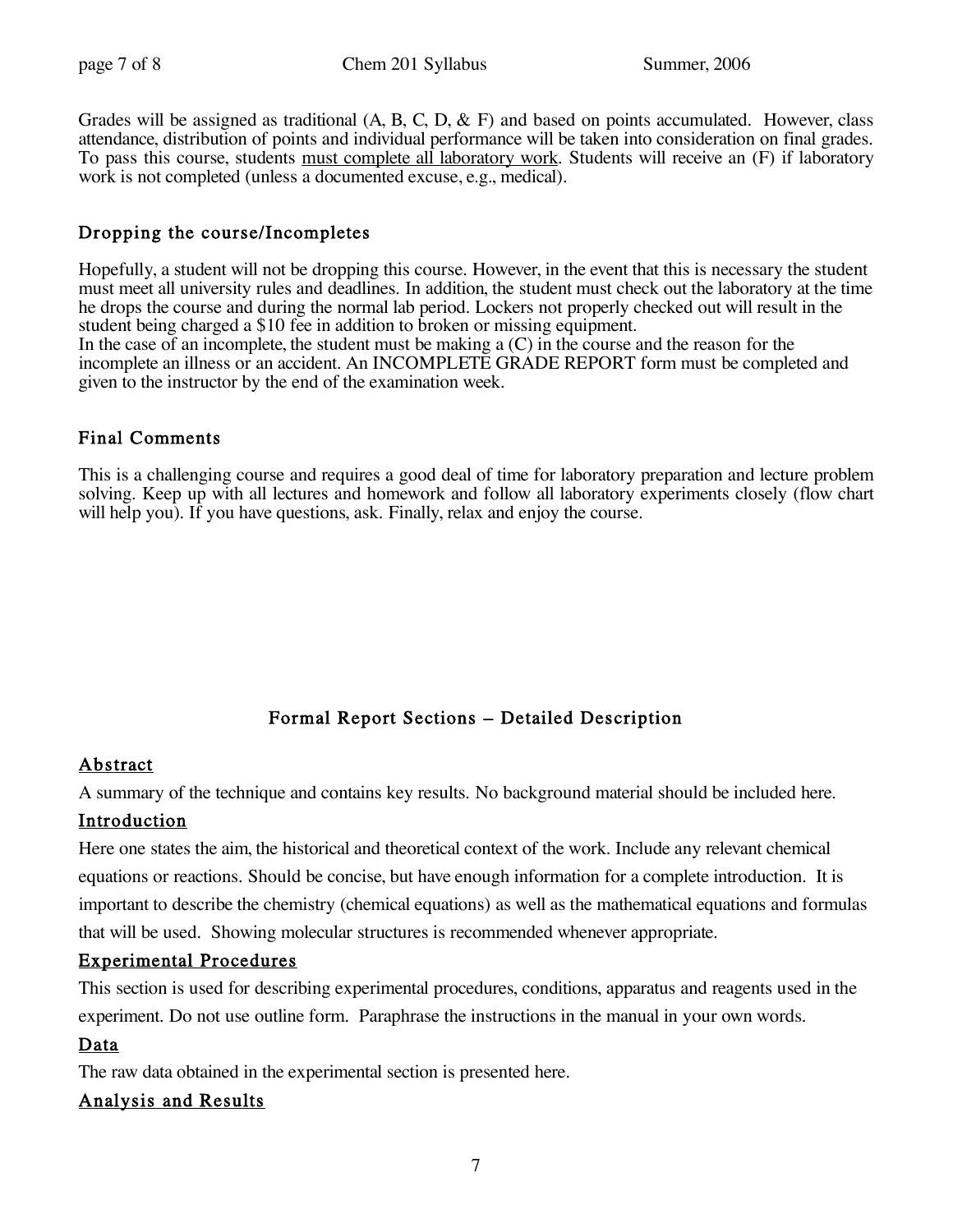Grades will be assigned as traditional (A, B, C, D, & F) and based on points accumulated. However, class attendance, distribution of points and individual performance will be taken into consideration on final grades. To pass this course, students <u>must complete all laboratory work</u>. Students will receive an (F) if laboratory work is not completed (unless a documented excuse, e.g., medical).

## Dropping the course/Incompletes

Hopefully, a student will not be dropping this course. However, in the event that this is necessary the student must meet all university rules and deadlines. In addition, the student must check out the laboratory at the time he drops the course and during the normal lab period. Lockers not properly checked out will result in the student being charged a $10 fee in addition to broken or missing equipment.
In the case of an incomplete, the student must be making a (C) in the course and the reason for the incomplete an illness or an accident. An INCOMPLETE GRADE REPORT form must be completed and given to the instructor by the end of the examination week.

## Final Comments

This is a challenging course and requires a good deal of time for laboratory preparation and lecture problem solving. Keep up with all lectures and homework and follow all laboratory experiments closely (flow chart will help you). If you have questions, ask. Finally, relax and enjoy the course.

## Formal Report Sections – Detailed Description

### Abstract

A summary of the technique and contains key results. No background material should be included here.

### Introduction

Here one states the aim, the historical and theoretical context of the work. Include any relevant chemical equations or reactions. Should be concise, but have enough information for a complete introduction. It is important to describe the chemistry (chemical equations) as well as the mathematical equations and formulas that will be used. Showing molecular structures is recommended whenever appropriate.

### Experimental Procedures

This section is used for describing experimental procedures, conditions, apparatus and reagents used in the experiment. Do not use outline form. Paraphrase the instructions in the manual in your own words.

### Data

The raw data obtained in the experimental section is presented here.

### Analysis and Results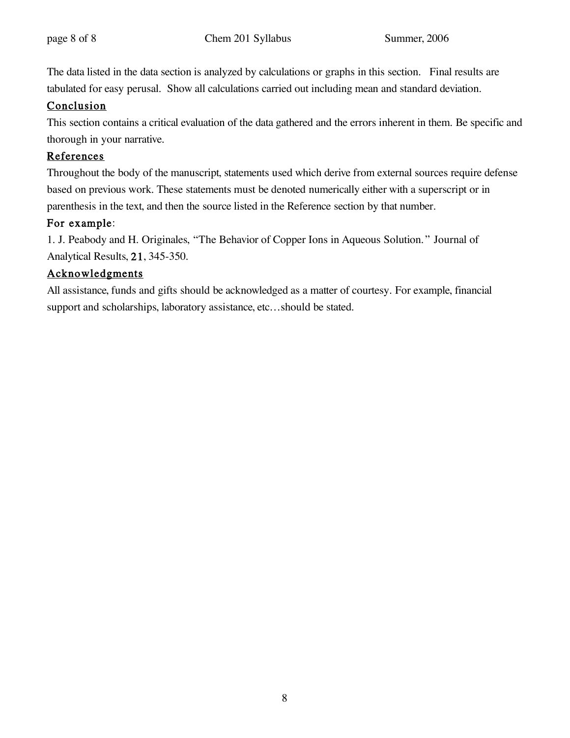The data listed in the data section is analyzed by calculations or graphs in this section. Final results are tabulated for easy perusal. Show all calculations carried out including mean and standard deviation.

## Conclusion

This section contains a critical evaluation of the data gathered and the errors inherent in them. Be specific and thorough in your narrative.

## References

Throughout the body of the manuscript, statements used which derive from external sources require defense based on previous work. These statements must be denoted numerically either with a superscript or in parenthesis in the text, and then the source listed in the Reference section by that number.

For example:

1. J. Peabody and H. Originales, "The Behavior of Copper Ions in Aqueous Solution." Journal of Analytical Results, **21**, 345-350.

## Acknowledgments

All assistance, funds and gifts should be acknowledged as a matter of courtesy. For example, financial support and scholarships, laboratory assistance, etc…should be stated.